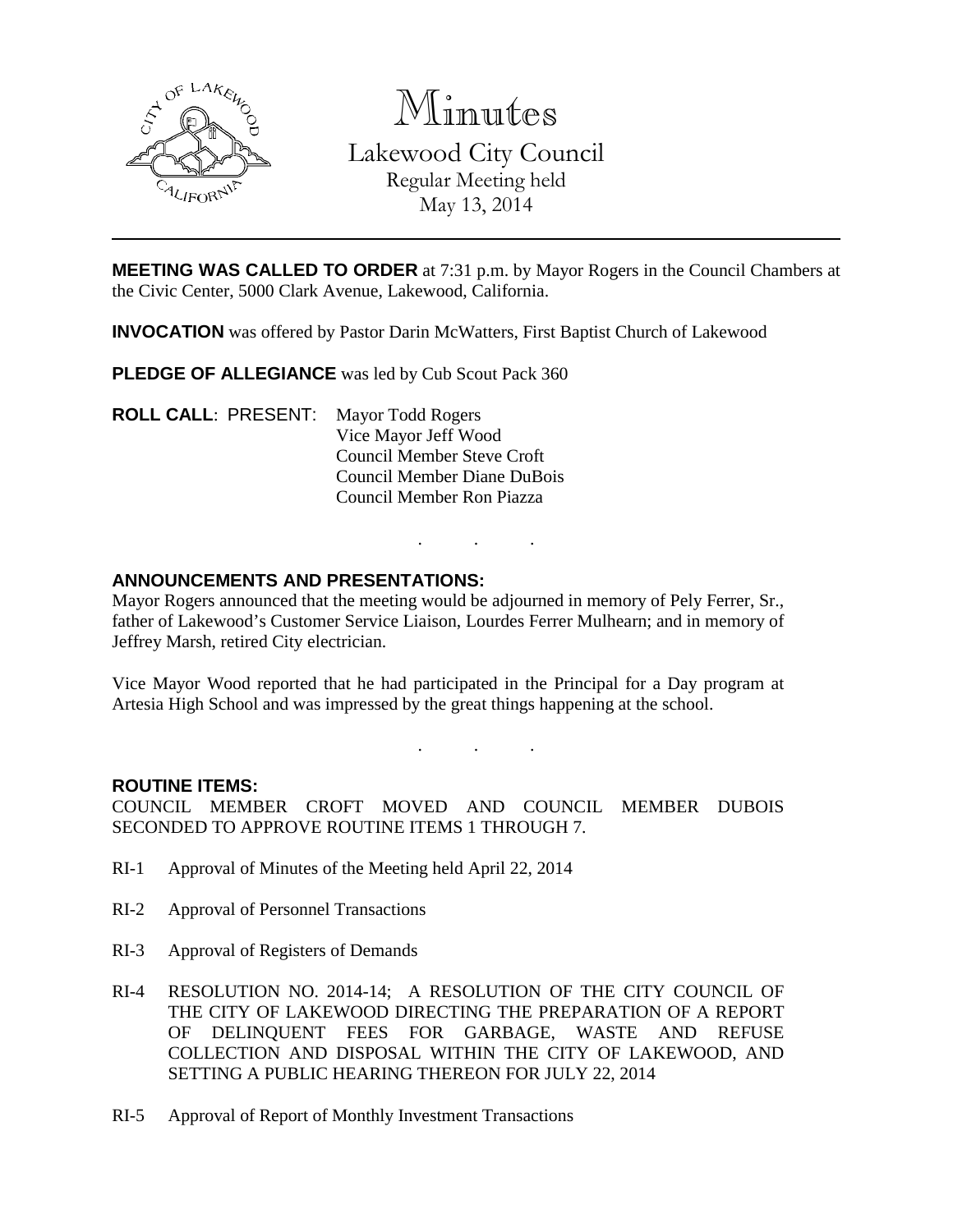# Minutes

## Lakewood City Council

Regular Meeting held
May 13, 2014

---

**MEETING WAS CALLED TO ORDER** at 7:31 p.m. by Mayor Rogers in the Council Chambers at the Civic Center, 5000 Clark Avenue, Lakewood, California.

**INVOCATION** was offered by Pastor Darin McWatters, First Baptist Church of Lakewood

**PLEDGE OF ALLEGIANCE** was led by Cub Scout Pack 360

**ROLL CALL**: PRESENT: Mayor Todd Rogers
Vice Mayor Jeff Wood
Council Member Steve Croft
Council Member Diane DuBois
Council Member Ron Piazza

. . .

**ANNOUNCEMENTS AND PRESENTATIONS:**

Mayor Rogers announced that the meeting would be adjourned in memory of Pely Ferrer, Sr., father of Lakewood's Customer Service Liaison, Lourdes Ferrer Mulhearn; and in memory of Jeffrey Marsh, retired City electrician.

Vice Mayor Wood reported that he had participated in the Principal for a Day program at Artesia High School and was impressed by the great things happening at the school.

. . .

**ROUTINE ITEMS:**

COUNCIL MEMBER CROFT MOVED AND COUNCIL MEMBER DUBOIS SECONDED TO APPROVE ROUTINE ITEMS 1 THROUGH 7.

RI-1 Approval of Minutes of the Meeting held April 22, 2014

RI-2 Approval of Personnel Transactions

RI-3 Approval of Registers of Demands

RI-4 RESOLUTION NO. 2014-14; A RESOLUTION OF THE CITY COUNCIL OF THE CITY OF LAKEWOOD DIRECTING THE PREPARATION OF A REPORT OF DELINQUENT FEES FOR GARBAGE, WASTE AND REFUSE COLLECTION AND DISPOSAL WITHIN THE CITY OF LAKEWOOD, AND SETTING A PUBLIC HEARING THEREON FOR JULY 22, 2014

RI-5 Approval of Report of Monthly Investment Transactions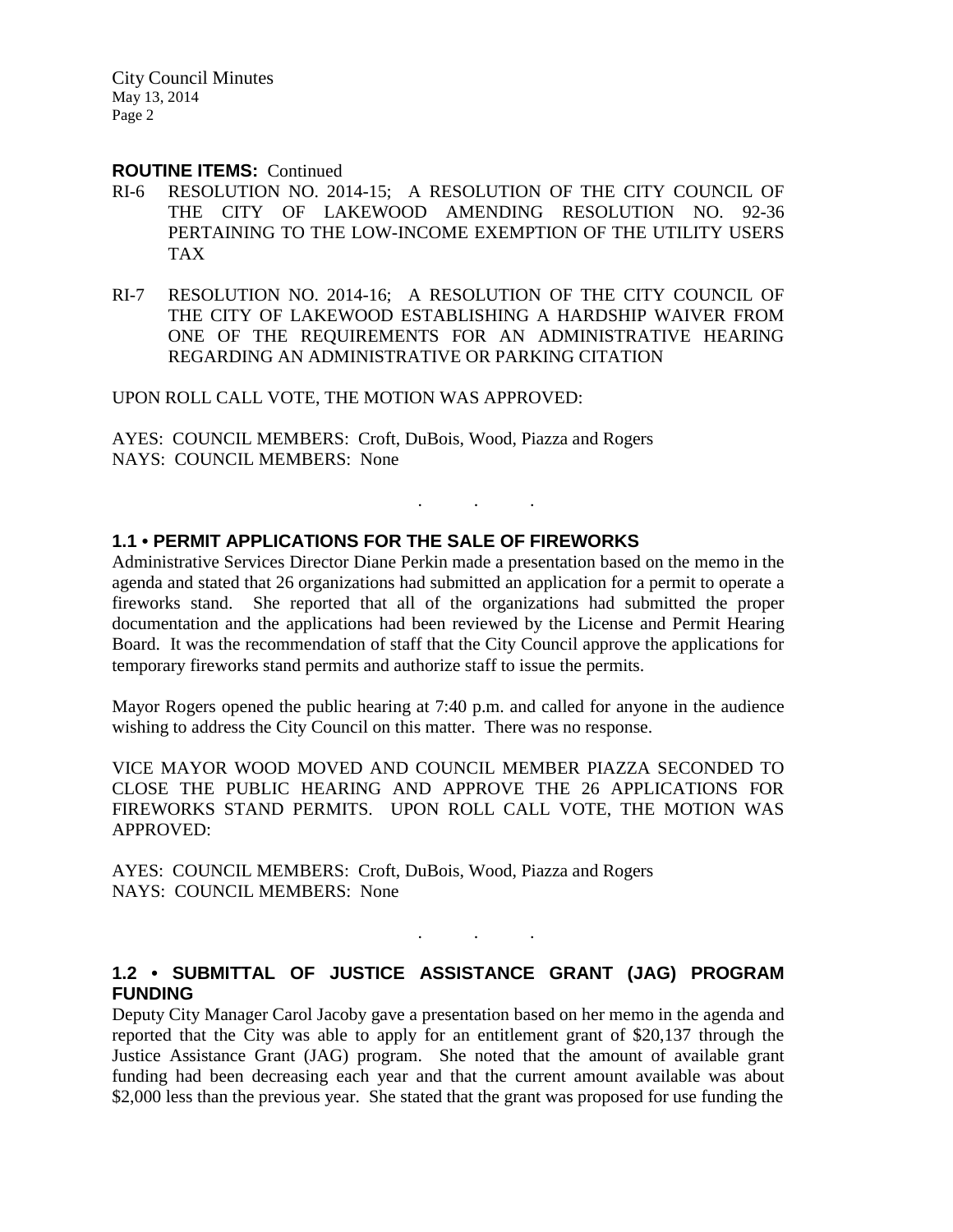**ROUTINE ITEMS:** Continued

RI-6 RESOLUTION NO. 2014-15; A RESOLUTION OF THE CITY COUNCIL OF THE CITY OF LAKEWOOD AMENDING RESOLUTION NO. 92-36 PERTAINING TO THE LOW-INCOME EXEMPTION OF THE UTILITY USERS TAX

RI-7 RESOLUTION NO. 2014-16; A RESOLUTION OF THE CITY COUNCIL OF THE CITY OF LAKEWOOD ESTABLISHING A HARDSHIP WAIVER FROM ONE OF THE REQUIREMENTS FOR AN ADMINISTRATIVE HEARING REGARDING AN ADMINISTRATIVE OR PARKING CITATION

UPON ROLL CALL VOTE, THE MOTION WAS APPROVED:

AYES: COUNCIL MEMBERS: Croft, DuBois, Wood, Piazza and Rogers
NAYS: COUNCIL MEMBERS: None

. . .

## 1.1 • PERMIT APPLICATIONS FOR THE SALE OF FIREWORKS

Administrative Services Director Diane Perkin made a presentation based on the memo in the agenda and stated that 26 organizations had submitted an application for a permit to operate a fireworks stand. She reported that all of the organizations had submitted the proper documentation and the applications had been reviewed by the License and Permit Hearing Board. It was the recommendation of staff that the City Council approve the applications for temporary fireworks stand permits and authorize staff to issue the permits.

Mayor Rogers opened the public hearing at 7:40 p.m. and called for anyone in the audience wishing to address the City Council on this matter. There was no response.

VICE MAYOR WOOD MOVED AND COUNCIL MEMBER PIAZZA SECONDED TO CLOSE THE PUBLIC HEARING AND APPROVE THE 26 APPLICATIONS FOR FIREWORKS STAND PERMITS. UPON ROLL CALL VOTE, THE MOTION WAS APPROVED:

AYES: COUNCIL MEMBERS: Croft, DuBois, Wood, Piazza and Rogers
NAYS: COUNCIL MEMBERS: None

. . .

## 1.2 • SUBMITTAL OF JUSTICE ASSISTANCE GRANT (JAG) PROGRAM FUNDING

Deputy City Manager Carol Jacoby gave a presentation based on her memo in the agenda and reported that the City was able to apply for an entitlement grant of $20,137 through the Justice Assistance Grant (JAG) program. She noted that the amount of available grant funding had been decreasing each year and that the current amount available was about $2,000 less than the previous year. She stated that the grant was proposed for use funding the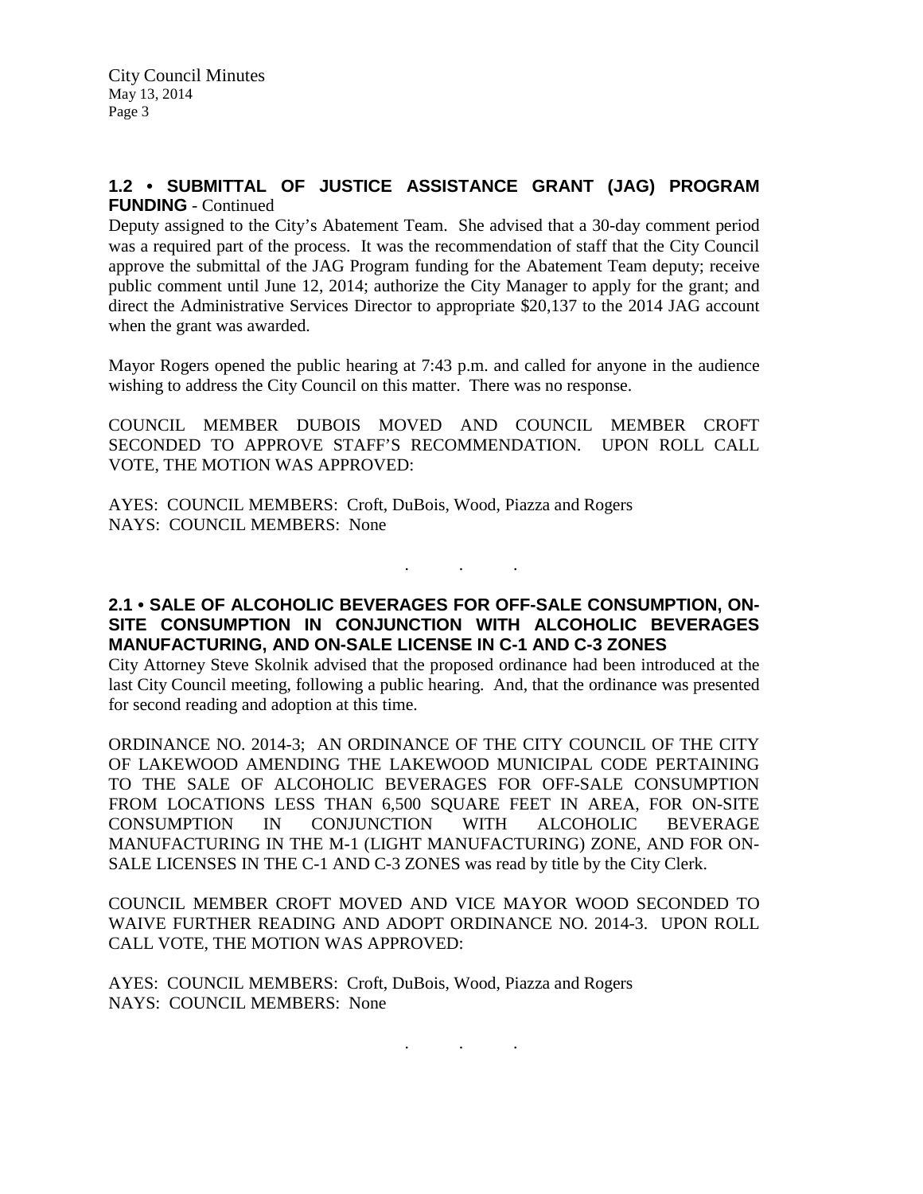## 1.2 • SUBMITTAL OF JUSTICE ASSISTANCE GRANT (JAG) PROGRAM FUNDING - Continued

Deputy assigned to the City's Abatement Team. She advised that a 30-day comment period was a required part of the process. It was the recommendation of staff that the City Council approve the submittal of the JAG Program funding for the Abatement Team deputy; receive public comment until June 12, 2014; authorize the City Manager to apply for the grant; and direct the Administrative Services Director to appropriate $20,137 to the 2014 JAG account when the grant was awarded.

Mayor Rogers opened the public hearing at 7:43 p.m. and called for anyone in the audience wishing to address the City Council on this matter. There was no response.

COUNCIL MEMBER DUBOIS MOVED AND COUNCIL MEMBER CROFT SECONDED TO APPROVE STAFF'S RECOMMENDATION. UPON ROLL CALL VOTE, THE MOTION WAS APPROVED:

AYES: COUNCIL MEMBERS: Croft, DuBois, Wood, Piazza and Rogers
NAYS: COUNCIL MEMBERS: None

. . .

## 2.1 • SALE OF ALCOHOLIC BEVERAGES FOR OFF-SALE CONSUMPTION, ON-SITE CONSUMPTION IN CONJUNCTION WITH ALCOHOLIC BEVERAGES MANUFACTURING, AND ON-SALE LICENSE IN C-1 AND C-3 ZONES

City Attorney Steve Skolnik advised that the proposed ordinance had been introduced at the last City Council meeting, following a public hearing. And, that the ordinance was presented for second reading and adoption at this time.

ORDINANCE NO. 2014-3; AN ORDINANCE OF THE CITY COUNCIL OF THE CITY OF LAKEWOOD AMENDING THE LAKEWOOD MUNICIPAL CODE PERTAINING TO THE SALE OF ALCOHOLIC BEVERAGES FOR OFF-SALE CONSUMPTION FROM LOCATIONS LESS THAN 6,500 SQUARE FEET IN AREA, FOR ON-SITE CONSUMPTION IN CONJUNCTION WITH ALCOHOLIC BEVERAGE MANUFACTURING IN THE M-1 (LIGHT MANUFACTURING) ZONE, AND FOR ON-SALE LICENSES IN THE C-1 AND C-3 ZONES was read by title by the City Clerk.

COUNCIL MEMBER CROFT MOVED AND VICE MAYOR WOOD SECONDED TO WAIVE FURTHER READING AND ADOPT ORDINANCE NO. 2014-3. UPON ROLL CALL VOTE, THE MOTION WAS APPROVED:

AYES: COUNCIL MEMBERS: Croft, DuBois, Wood, Piazza and Rogers
NAYS: COUNCIL MEMBERS: None

. . .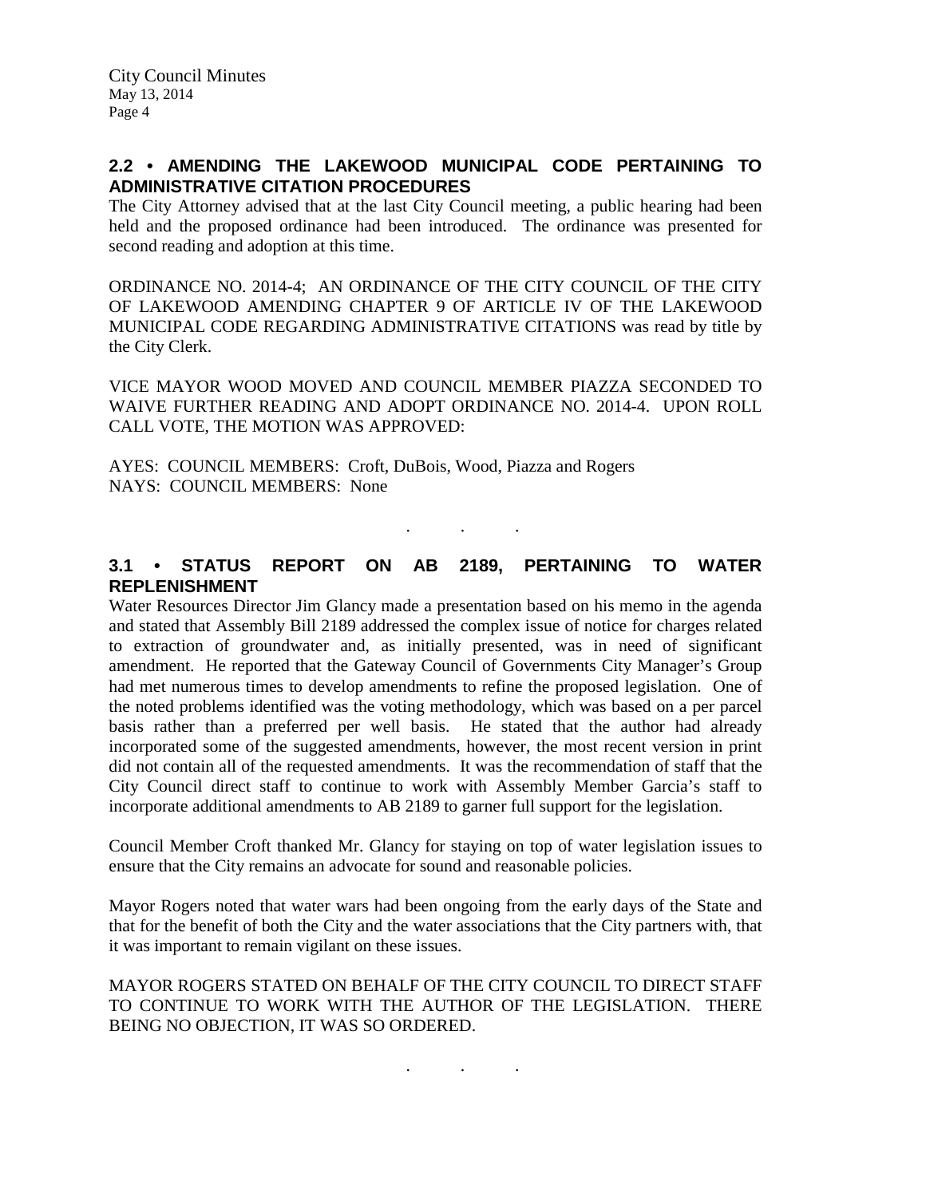## 2.2 • AMENDING THE LAKEWOOD MUNICIPAL CODE PERTAINING TO ADMINISTRATIVE CITATION PROCEDURES

The City Attorney advised that at the last City Council meeting, a public hearing had been held and the proposed ordinance had been introduced. The ordinance was presented for second reading and adoption at this time.

ORDINANCE NO. 2014-4; AN ORDINANCE OF THE CITY COUNCIL OF THE CITY OF LAKEWOOD AMENDING CHAPTER 9 OF ARTICLE IV OF THE LAKEWOOD MUNICIPAL CODE REGARDING ADMINISTRATIVE CITATIONS was read by title by the City Clerk.

VICE MAYOR WOOD MOVED AND COUNCIL MEMBER PIAZZA SECONDED TO WAIVE FURTHER READING AND ADOPT ORDINANCE NO. 2014-4. UPON ROLL CALL VOTE, THE MOTION WAS APPROVED:

AYES: COUNCIL MEMBERS: Croft, DuBois, Wood, Piazza and Rogers
NAYS: COUNCIL MEMBERS: None

. . .

## 3.1 • STATUS REPORT ON AB 2189, PERTAINING TO WATER REPLENISHMENT

Water Resources Director Jim Glancy made a presentation based on his memo in the agenda and stated that Assembly Bill 2189 addressed the complex issue of notice for charges related to extraction of groundwater and, as initially presented, was in need of significant amendment. He reported that the Gateway Council of Governments City Manager's Group had met numerous times to develop amendments to refine the proposed legislation. One of the noted problems identified was the voting methodology, which was based on a per parcel basis rather than a preferred per well basis. He stated that the author had already incorporated some of the suggested amendments, however, the most recent version in print did not contain all of the requested amendments. It was the recommendation of staff that the City Council direct staff to continue to work with Assembly Member Garcia's staff to incorporate additional amendments to AB 2189 to garner full support for the legislation.

Council Member Croft thanked Mr. Glancy for staying on top of water legislation issues to ensure that the City remains an advocate for sound and reasonable policies.

Mayor Rogers noted that water wars had been ongoing from the early days of the State and that for the benefit of both the City and the water associations that the City partners with, that it was important to remain vigilant on these issues.

MAYOR ROGERS STATED ON BEHALF OF THE CITY COUNCIL TO DIRECT STAFF TO CONTINUE TO WORK WITH THE AUTHOR OF THE LEGISLATION. THERE BEING NO OBJECTION, IT WAS SO ORDERED.

. . .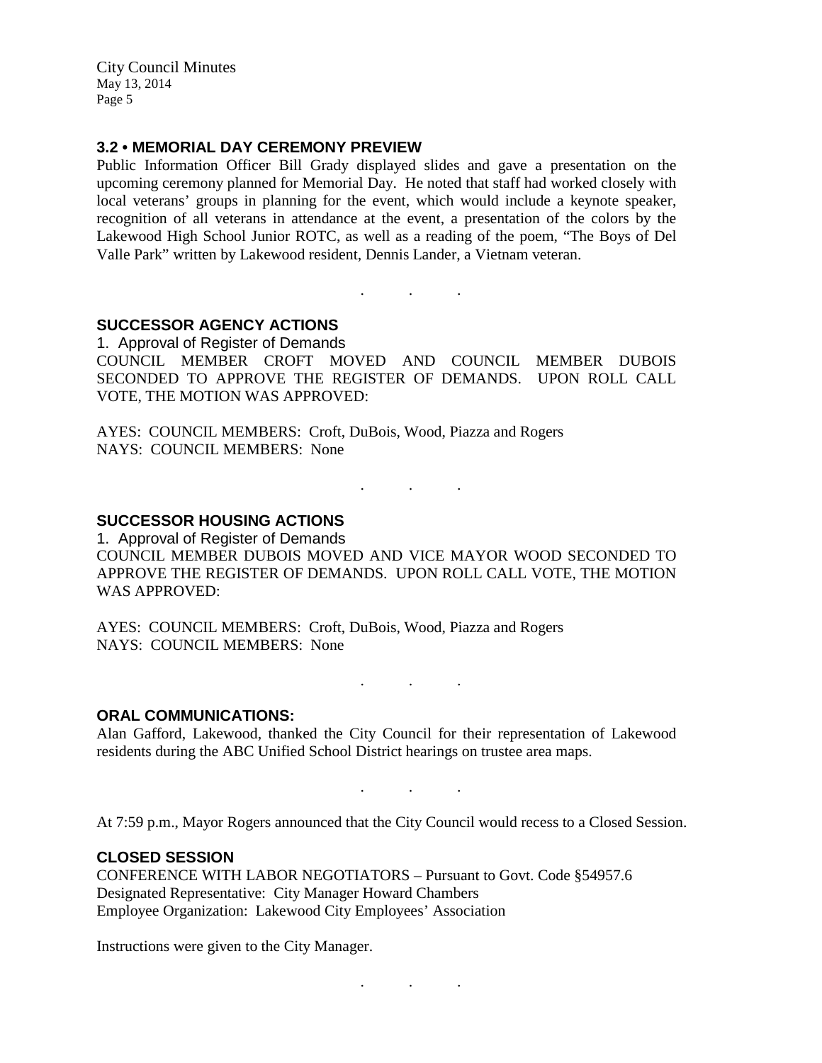### 3.2 • MEMORIAL DAY CEREMONY PREVIEW

Public Information Officer Bill Grady displayed slides and gave a presentation on the upcoming ceremony planned for Memorial Day. He noted that staff had worked closely with local veterans' groups in planning for the event, which would include a keynote speaker, recognition of all veterans in attendance at the event, a presentation of the colors by the Lakewood High School Junior ROTC, as well as a reading of the poem, "The Boys of Del Valle Park" written by Lakewood resident, Dennis Lander, a Vietnam veteran.

. . .

### SUCCESSOR AGENCY ACTIONS

1. Approval of Register of Demands

COUNCIL MEMBER CROFT MOVED AND COUNCIL MEMBER DUBOIS SECONDED TO APPROVE THE REGISTER OF DEMANDS. UPON ROLL CALL VOTE, THE MOTION WAS APPROVED:

AYES: COUNCIL MEMBERS: Croft, DuBois, Wood, Piazza and Rogers
NAYS: COUNCIL MEMBERS: None

. . .

### SUCCESSOR HOUSING ACTIONS

1. Approval of Register of Demands

COUNCIL MEMBER DUBOIS MOVED AND VICE MAYOR WOOD SECONDED TO APPROVE THE REGISTER OF DEMANDS. UPON ROLL CALL VOTE, THE MOTION WAS APPROVED:

AYES: COUNCIL MEMBERS: Croft, DuBois, Wood, Piazza and Rogers
NAYS: COUNCIL MEMBERS: None

. . .

### ORAL COMMUNICATIONS:

Alan Gafford, Lakewood, thanked the City Council for their representation of Lakewood residents during the ABC Unified School District hearings on trustee area maps.

. . .

At 7:59 p.m., Mayor Rogers announced that the City Council would recess to a Closed Session.

### CLOSED SESSION

CONFERENCE WITH LABOR NEGOTIATORS – Pursuant to Govt. Code §54957.6
Designated Representative: City Manager Howard Chambers
Employee Organization: Lakewood City Employees' Association

Instructions were given to the City Manager.

. . .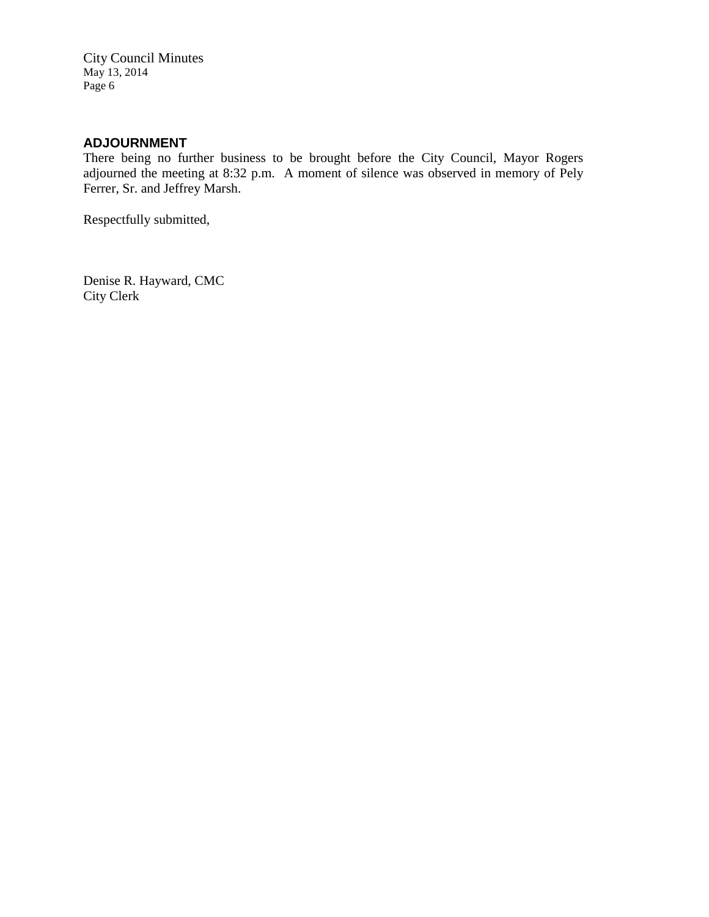## ADJOURNMENT

There being no further business to be brought before the City Council, Mayor Rogers adjourned the meeting at 8:32 p.m. A moment of silence was observed in memory of Pely Ferrer, Sr. and Jeffrey Marsh.

Respectfully submitted,

Denise R. Hayward, CMC
City Clerk